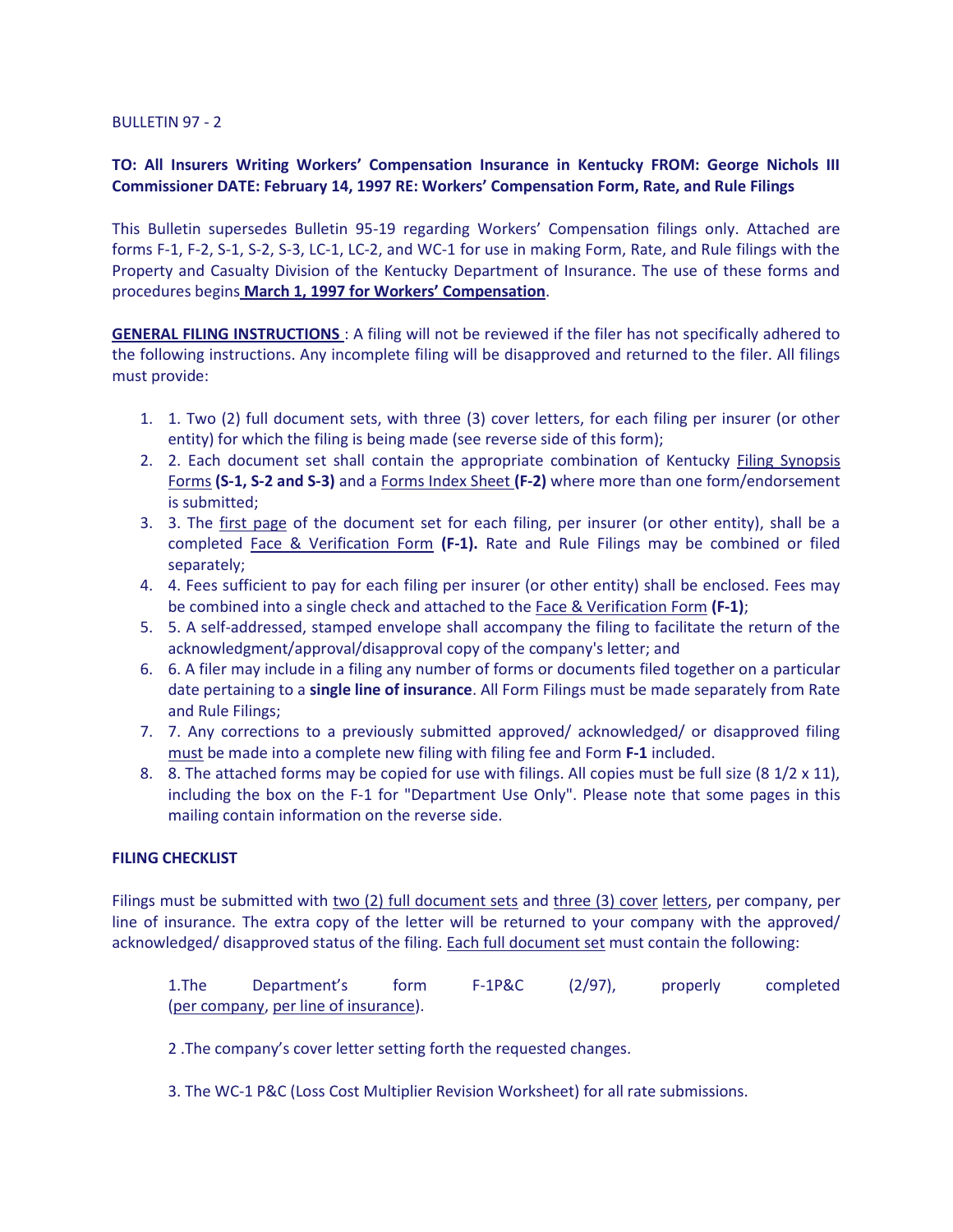BULLETIN 97 - 2

**TO: All Insurers Writing Workers' Compensation Insurance in Kentucky FROM: George Nichols III Commissioner DATE: February 14, 1997 RE: Workers' Compensation Form, Rate, and Rule Filings**

This Bulletin supersedes Bulletin 95-19 regarding Workers' Compensation filings only. Attached are forms F-1, F-2, S-1, S-2, S-3, LC-1, LC-2, and WC-1 for use in making Form, Rate, and Rule filings with the Property and Casualty Division of the Kentucky Department of Insurance. The use of these forms and procedures begins **March 1, 1997 for Workers' Compensation**.

**GENERAL FILING INSTRUCTIONS** : A filing will not be reviewed if the filer has not specifically adhered to the following instructions. Any incomplete filing will be disapproved and returned to the filer. All filings must provide:

1. 1. Two (2) full document sets, with three (3) cover letters, for each filing per insurer (or other entity) for which the filing is being made (see reverse side of this form);
2. 2. Each document set shall contain the appropriate combination of Kentucky Filing Synopsis Forms **(S-1, S-2 and S-3)** and a Forms Index Sheet **(F-2)** where more than one form/endorsement is submitted;
3. 3. The first page of the document set for each filing, per insurer (or other entity), shall be a completed Face & Verification Form **(F-1).** Rate and Rule Filings may be combined or filed separately;
4. 4. Fees sufficient to pay for each filing per insurer (or other entity) shall be enclosed. Fees may be combined into a single check and attached to the Face & Verification Form **(F-1)**;
5. 5. A self-addressed, stamped envelope shall accompany the filing to facilitate the return of the acknowledgment/approval/disapproval copy of the company's letter; and
6. 6. A filer may include in a filing any number of forms or documents filed together on a particular date pertaining to a **single line of insurance**. All Form Filings must be made separately from Rate and Rule Filings;
7. 7. Any corrections to a previously submitted approved/ acknowledged/ or disapproved filing must be made into a complete new filing with filing fee and Form **F-1** included.
8. 8. The attached forms may be copied for use with filings. All copies must be full size (8 1/2 x 11), including the box on the F-1 for "Department Use Only". Please note that some pages in this mailing contain information on the reverse side.

**FILING CHECKLIST**

Filings must be submitted with two (2) full document sets and three (3) cover letters, per company, per line of insurance. The extra copy of the letter will be returned to your company with the approved/ acknowledged/ disapproved status of the filing. Each full document set must contain the following:

1.The Department's form F-1P&C (2/97), properly completed (per company, per line of insurance).

2 .The company's cover letter setting forth the requested changes.

3. The WC-1 P&C (Loss Cost Multiplier Revision Worksheet) for all rate submissions.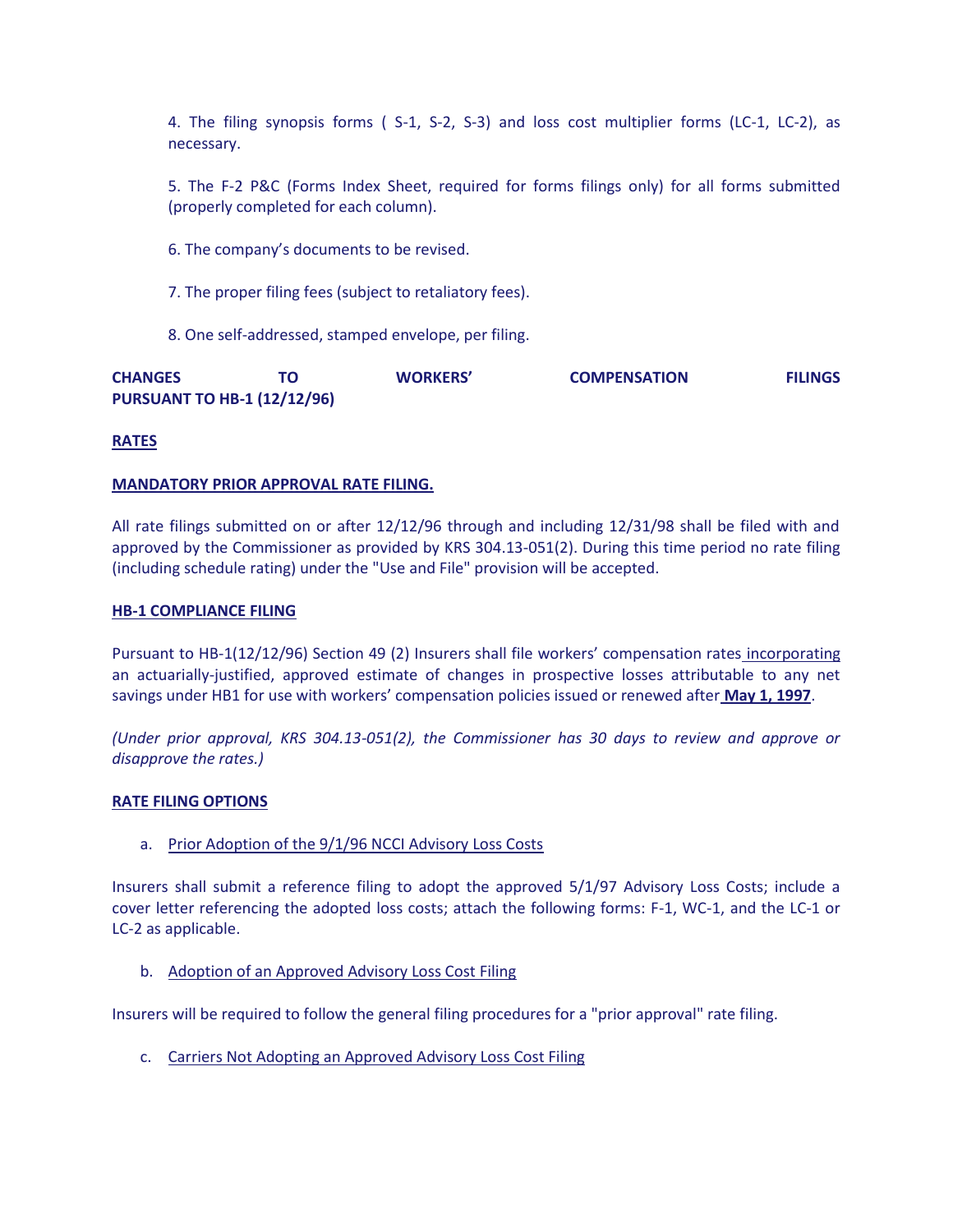4. The filing synopsis forms ( S-1, S-2, S-3) and loss cost multiplier forms (LC-1, LC-2), as necessary.

5. The F-2 P&C (Forms Index Sheet, required for forms filings only) for all forms submitted (properly completed for each column).

6. The company's documents to be revised.

7. The proper filing fees (subject to retaliatory fees).

8. One self-addressed, stamped envelope, per filing.

**CHANGES TO WORKERS' COMPENSATION FILINGS PURSUANT TO HB-1 (12/12/96)**

**RATES**

**MANDATORY PRIOR APPROVAL RATE FILING.**

All rate filings submitted on or after 12/12/96 through and including 12/31/98 shall be filed with and approved by the Commissioner as provided by KRS 304.13-051(2). During this time period no rate filing (including schedule rating) under the "Use and File" provision will be accepted.

**HB-1 COMPLIANCE FILING**

Pursuant to HB-1(12/12/96) Section 49 (2) Insurers shall file workers' compensation rates incorporating an actuarially-justified, approved estimate of changes in prospective losses attributable to any net savings under HB1 for use with workers' compensation policies issued or renewed after **May 1, 1997**.

*(Under prior approval, KRS 304.13-051(2), the Commissioner has 30 days to review and approve or disapprove the rates.)*

**RATE FILING OPTIONS**

a. Prior Adoption of the 9/1/96 NCCI Advisory Loss Costs

Insurers shall submit a reference filing to adopt the approved 5/1/97 Advisory Loss Costs; include a cover letter referencing the adopted loss costs; attach the following forms: F-1, WC-1, and the LC-1 or LC-2 as applicable.

b. Adoption of an Approved Advisory Loss Cost Filing

Insurers will be required to follow the general filing procedures for a "prior approval" rate filing.

c. Carriers Not Adopting an Approved Advisory Loss Cost Filing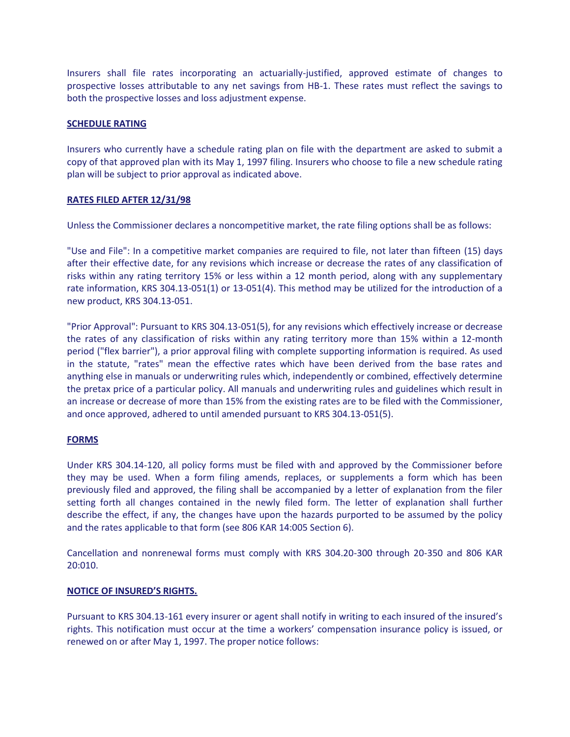Insurers shall file rates incorporating an actuarially-justified, approved estimate of changes to prospective losses attributable to any net savings from HB-1. These rates must reflect the savings to both the prospective losses and loss adjustment expense.

**SCHEDULE RATING**

Insurers who currently have a schedule rating plan on file with the department are asked to submit a copy of that approved plan with its May 1, 1997 filing. Insurers who choose to file a new schedule rating plan will be subject to prior approval as indicated above.

**RATES FILED AFTER 12/31/98**

Unless the Commissioner declares a noncompetitive market, the rate filing options shall be as follows:

"Use and File": In a competitive market companies are required to file, not later than fifteen (15) days after their effective date, for any revisions which increase or decrease the rates of any classification of risks within any rating territory 15% or less within a 12 month period, along with any supplementary rate information, KRS 304.13-051(1) or 13-051(4). This method may be utilized for the introduction of a new product, KRS 304.13-051.

"Prior Approval": Pursuant to KRS 304.13-051(5), for any revisions which effectively increase or decrease the rates of any classification of risks within any rating territory more than 15% within a 12-month period ("flex barrier"), a prior approval filing with complete supporting information is required. As used in the statute, "rates" mean the effective rates which have been derived from the base rates and anything else in manuals or underwriting rules which, independently or combined, effectively determine the pretax price of a particular policy. All manuals and underwriting rules and guidelines which result in an increase or decrease of more than 15% from the existing rates are to be filed with the Commissioner, and once approved, adhered to until amended pursuant to KRS 304.13-051(5).

**FORMS**

Under KRS 304.14-120, all policy forms must be filed with and approved by the Commissioner before they may be used. When a form filing amends, replaces, or supplements a form which has been previously filed and approved, the filing shall be accompanied by a letter of explanation from the filer setting forth all changes contained in the newly filed form. The letter of explanation shall further describe the effect, if any, the changes have upon the hazards purported to be assumed by the policy and the rates applicable to that form (see 806 KAR 14:005 Section 6).

Cancellation and nonrenewal forms must comply with KRS 304.20-300 through 20-350 and 806 KAR 20:010.

**NOTICE OF INSURED'S RIGHTS.**

Pursuant to KRS 304.13-161 every insurer or agent shall notify in writing to each insured of the insured's rights. This notification must occur at the time a workers' compensation insurance policy is issued, or renewed on or after May 1, 1997. The proper notice follows: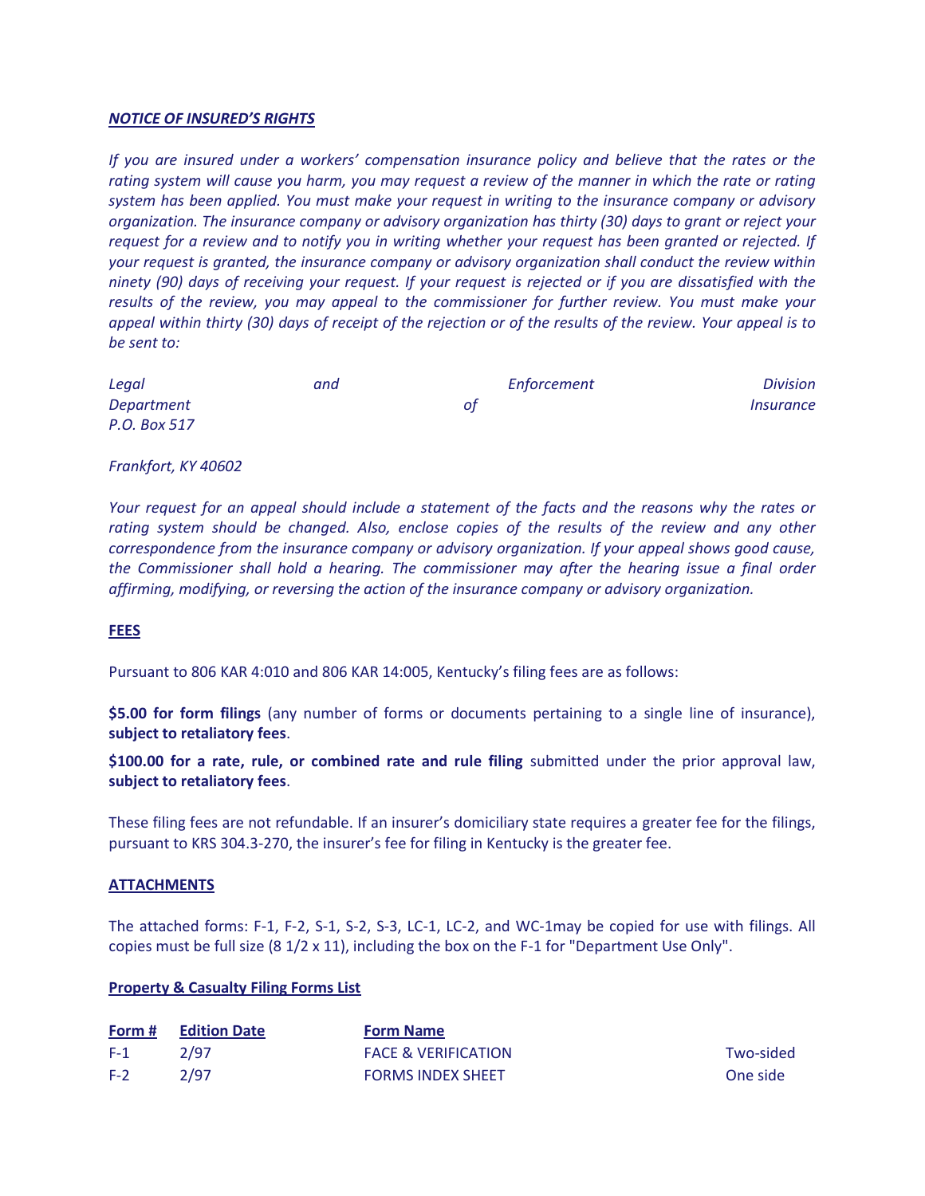***NOTICE OF INSURED'S RIGHTS***

*If you are insured under a workers' compensation insurance policy and believe that the rates or the rating system will cause you harm, you may request a review of the manner in which the rate or rating system has been applied. You must make your request in writing to the insurance company or advisory organization. The insurance company or advisory organization has thirty (30) days to grant or reject your request for a review and to notify you in writing whether your request has been granted or rejected. If your request is granted, the insurance company or advisory organization shall conduct the review within ninety (90) days of receiving your request. If your request is rejected or if you are dissatisfied with the results of the review, you may appeal to the commissioner for further review. You must make your appeal within thirty (30) days of receipt of the rejection or of the results of the review. Your appeal is to be sent to:*

*Legal and Enforcement Division*
*Department of Insurance*
*P.O. Box 517*

*Frankfort, KY 40602*

*Your request for an appeal should include a statement of the facts and the reasons why the rates or rating system should be changed. Also, enclose copies of the results of the review and any other correspondence from the insurance company or advisory organization. If your appeal shows good cause, the Commissioner shall hold a hearing. The commissioner may after the hearing issue a final order affirming, modifying, or reversing the action of the insurance company or advisory organization.*

**FEES**

Pursuant to 806 KAR 4:010 and 806 KAR 14:005, Kentucky's filing fees are as follows:

**$5.00 for form filings** (any number of forms or documents pertaining to a single line of insurance), **subject to retaliatory fees**.

**$100.00 for a rate, rule, or combined rate and rule filing** submitted under the prior approval law, **subject to retaliatory fees**.

These filing fees are not refundable. If an insurer's domiciliary state requires a greater fee for the filings, pursuant to KRS 304.3-270, the insurer's fee for filing in Kentucky is the greater fee.

**ATTACHMENTS**

The attached forms: F-1, F-2, S-1, S-2, S-3, LC-1, LC-2, and WC-1may be copied for use with filings. All copies must be full size (8 1/2 x 11), including the box on the F-1 for "Department Use Only".

**Property & Casualty Filing Forms List**

| Form # | Edition Date | Form Name | |
|---|---|---|---|
| F-1 | 2/97 | FACE & VERIFICATION | Two-sided |
| F-2 | 2/97 | FORMS INDEX SHEET | One side |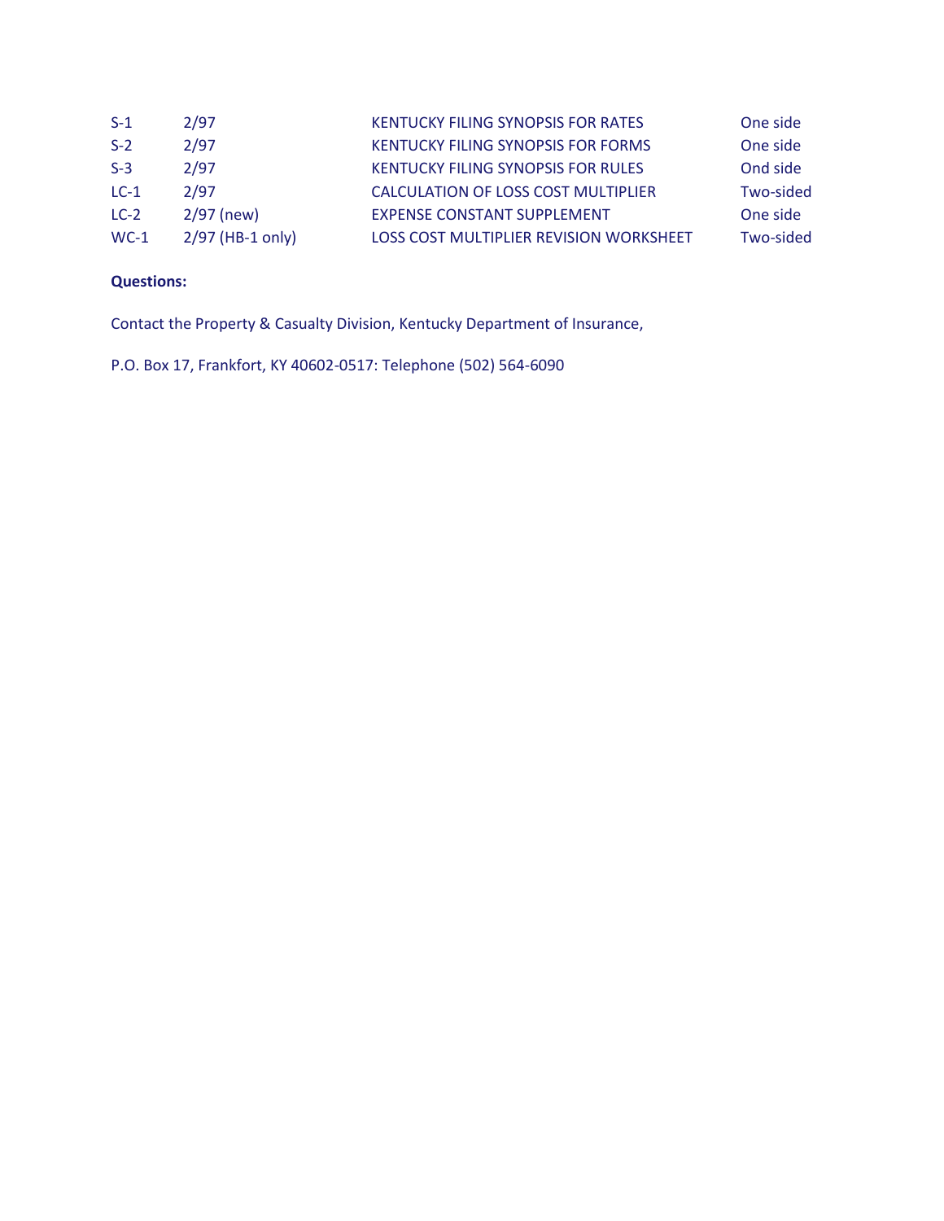| | | | |
|---|---|---|---|
| S-1 | 2/97 | KENTUCKY FILING SYNOPSIS FOR RATES | One side |
| S-2 | 2/97 | KENTUCKY FILING SYNOPSIS FOR FORMS | One side |
| S-3 | 2/97 | KENTUCKY FILING SYNOPSIS FOR RULES | Ond side |
| LC-1 | 2/97 | CALCULATION OF LOSS COST MULTIPLIER | Two-sided |
| LC-2 | 2/97 (new) | EXPENSE CONSTANT SUPPLEMENT | One side |
| WC-1 | 2/97 (HB-1 only) | LOSS COST MULTIPLIER REVISION WORKSHEET | Two-sided |

**Questions:**

Contact the Property & Casualty Division, Kentucky Department of Insurance,

P.O. Box 17, Frankfort, KY 40602-0517: Telephone (502) 564-6090